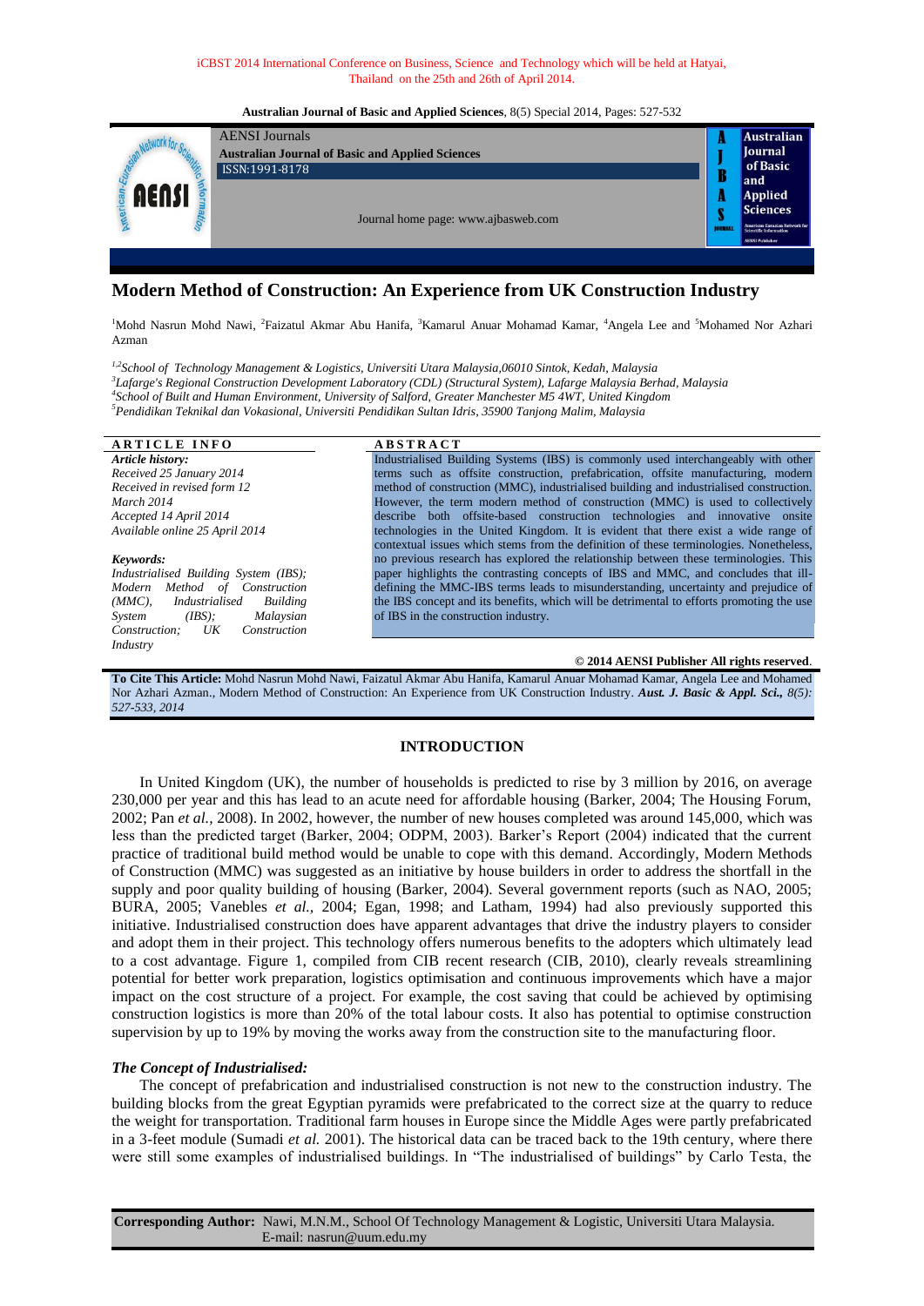iCBST 2014 International Conference on Business, Science and Technology which will be held at Hatyai, Thailand on the 25th and 26th of April 2014.

AENSI Journals

**Australian Journal of Basic and Applied Sciences**

ISSN:1991-8178

Journal home page: www.ajbasweb.com

# Modern Method of Construction: An Experience from UK Construction Industry

[1]Mohd Nasrun Mohd Nawi, [2]Faizatul Akmar Abu Hanifa, [3]Kamarul Anuar Mohamad Kamar, [4]Angela Lee and [5]Mohamed Nor Azhari Azman

*[1,2]School of Technology Management & Logistics, Universiti Utara Malaysia,06010 Sintok, Kedah, Malaysia*
*[3]Lafarge's Regional Construction Development Laboratory (CDL) (Structural System), Lafarge Malaysia Berhad, Malaysia*
*[4]School of Built and Human Environment, University of Salford, Greater Manchester M5 4WT, United Kingdom*
*[5]Pendidikan Teknikal dan Vokasional, Universiti Pendidikan Sultan Idris, 35900 Tanjong Malim, Malaysia*

**ARTICLE INFO**

*Article history:*
*Received 25 January 2014*
*Received in revised form 12 March 2014*
*Accepted 14 April 2014*
*Available online 25 April 2014*

*Keywords:*
*Industrialised Building System (IBS); Modern Method of Construction (MMC), Industrialised Building System (IBS); Malaysian Construction; UK Construction Industry*

**ABSTRACT**

Industrialised Building Systems (IBS) is commonly used interchangeably with other terms such as offsite construction, prefabrication, offsite manufacturing, modern method of construction (MMC), industrialised building and industrialised construction. However, the term modern method of construction (MMC) is used to collectively describe both offsite-based construction technologies and innovative onsite technologies in the United Kingdom. It is evident that there exist a wide range of contextual issues which stems from the definition of these terminologies. Nonetheless, no previous research has explored the relationship between these terminologies. This paper highlights the contrasting concepts of IBS and MMC, and concludes that ill-defining the MMC-IBS terms leads to misunderstanding, uncertainty and prejudice of the IBS concept and its benefits, which will be detrimental to efforts promoting the use of IBS in the construction industry.

**© 2014 AENSI Publisher All rights reserved.**

**To Cite This Article:** Mohd Nasrun Mohd Nawi, Faizatul Akmar Abu Hanifa, Kamarul Anuar Mohamad Kamar, Angela Lee and Mohamed Nor Azhari Azman., Modern Method of Construction: An Experience from UK Construction Industry. ***Aust. J. Basic & Appl. Sci.**, 8(5): 527-533, 2014*

## INTRODUCTION

In United Kingdom (UK), the number of households is predicted to rise by 3 million by 2016, on average 230,000 per year and this has lead to an acute need for affordable housing (Barker, 2004; The Housing Forum, 2002; Pan *et al.,* 2008). In 2002, however, the number of new houses completed was around 145,000, which was less than the predicted target (Barker, 2004; ODPM, 2003). Barker's Report (2004) indicated that the current practice of traditional build method would be unable to cope with this demand. Accordingly, Modern Methods of Construction (MMC) was suggested as an initiative by house builders in order to address the shortfall in the supply and poor quality building of housing (Barker, 2004). Several government reports (such as NAO, 2005; BURA, 2005; Vanebles *et al.,* 2004; Egan, 1998; and Latham, 1994) had also previously supported this initiative. Industrialised construction does have apparent advantages that drive the industry players to consider and adopt them in their project. This technology offers numerous benefits to the adopters which ultimately lead to a cost advantage. Figure 1, compiled from CIB recent research (CIB, 2010), clearly reveals streamlining potential for better work preparation, logistics optimisation and continuous improvements which have a major impact on the cost structure of a project. For example, the cost saving that could be achieved by optimising construction logistics is more than 20% of the total labour costs. It also has potential to optimise construction supervision by up to 19% by moving the works away from the construction site to the manufacturing floor.

### *The Concept of Industrialised:*

The concept of prefabrication and industrialised construction is not new to the construction industry. The building blocks from the great Egyptian pyramids were prefabricated to the correct size at the quarry to reduce the weight for transportation. Traditional farm houses in Europe since the Middle Ages were partly prefabricated in a 3-feet module (Sumadi *et al.* 2001). The historical data can be traced back to the 19th century, where there were still some examples of industrialised buildings. In "The industrialised of buildings" by Carlo Testa, the

**Corresponding Author:** Nawi, M.N.M., School Of Technology Management & Logistic, Universiti Utara Malaysia.
E-mail: nasrun@uum.edu.my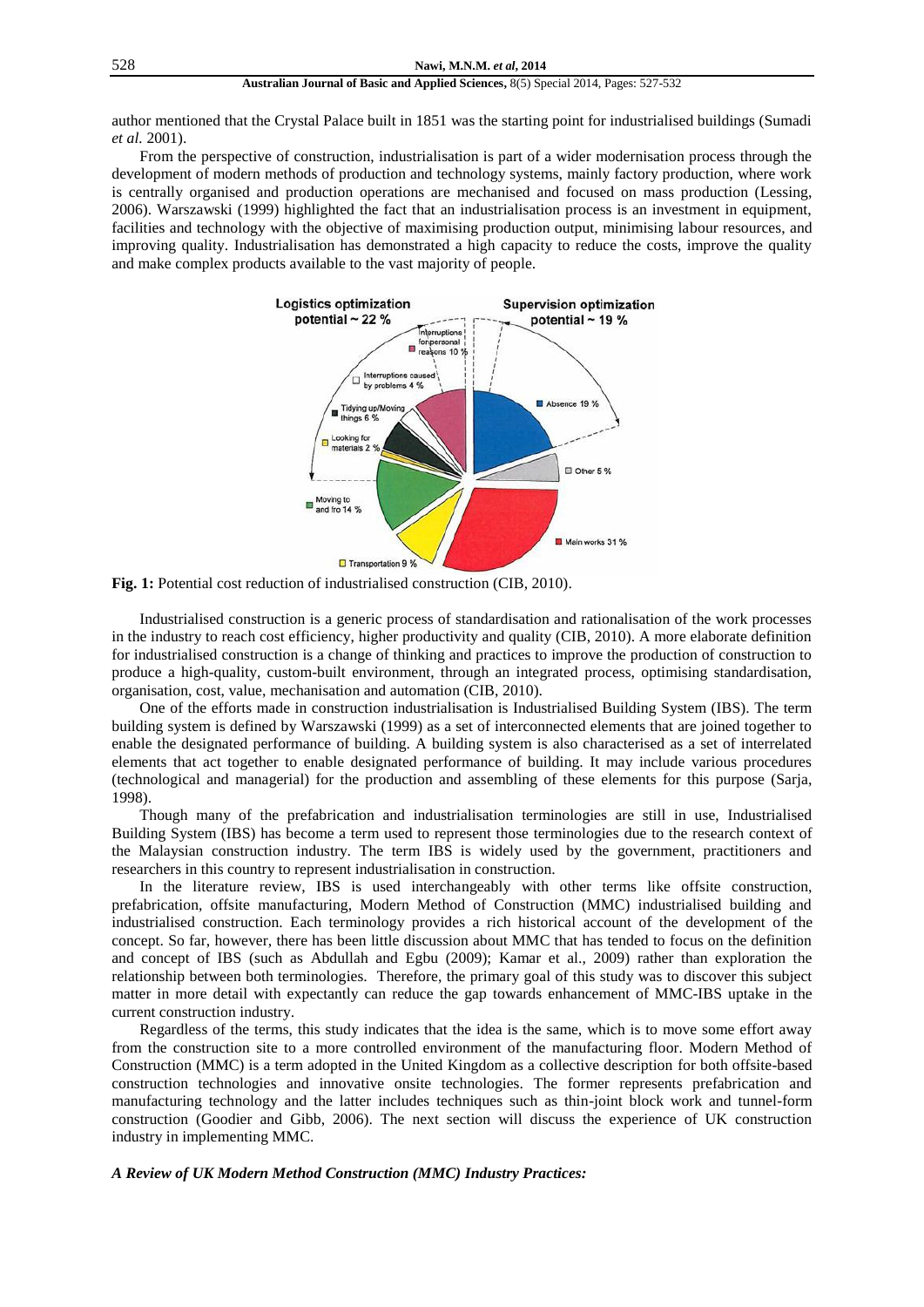author mentioned that the Crystal Palace built in 1851 was the starting point for industrialised buildings (Sumadi *et al.* 2001).

From the perspective of construction, industrialisation is part of a wider modernisation process through the development of modern methods of production and technology systems, mainly factory production, where work is centrally organised and production operations are mechanised and focused on mass production (Lessing, 2006). Warszawski (1999) highlighted the fact that an industrialisation process is an investment in equipment, facilities and technology with the objective of maximising production output, minimising labour resources, and improving quality. Industrialisation has demonstrated a high capacity to reduce the costs, improve the quality and make complex products available to the vast majority of people.

**Fig. 1:** Potential cost reduction of industrialised construction (CIB, 2010).

Industrialised construction is a generic process of standardisation and rationalisation of the work processes in the industry to reach cost efficiency, higher productivity and quality (CIB, 2010). A more elaborate definition for industrialised construction is a change of thinking and practices to improve the production of construction to produce a high-quality, custom-built environment, through an integrated process, optimising standardisation, organisation, cost, value, mechanisation and automation (CIB, 2010).

One of the efforts made in construction industrialisation is Industrialised Building System (IBS). The term building system is defined by Warszawski (1999) as a set of interconnected elements that are joined together to enable the designated performance of building. A building system is also characterised as a set of interrelated elements that act together to enable designated performance of building. It may include various procedures (technological and managerial) for the production and assembling of these elements for this purpose (Sarja, 1998).

Though many of the prefabrication and industrialisation terminologies are still in use, Industrialised Building System (IBS) has become a term used to represent those terminologies due to the research context of the Malaysian construction industry. The term IBS is widely used by the government, practitioners and researchers in this country to represent industrialisation in construction.

In the literature review, IBS is used interchangeably with other terms like offsite construction, prefabrication, offsite manufacturing, Modern Method of Construction (MMC) industrialised building and industrialised construction. Each terminology provides a rich historical account of the development of the concept. So far, however, there has been little discussion about MMC that has tended to focus on the definition and concept of IBS (such as Abdullah and Egbu (2009); Kamar et al., 2009) rather than exploration the relationship between both terminologies. Therefore, the primary goal of this study was to discover this subject matter in more detail with expectantly can reduce the gap towards enhancement of MMC-IBS uptake in the current construction industry.

Regardless of the terms, this study indicates that the idea is the same, which is to move some effort away from the construction site to a more controlled environment of the manufacturing floor. Modern Method of Construction (MMC) is a term adopted in the United Kingdom as a collective description for both offsite-based construction technologies and innovative onsite technologies. The former represents prefabrication and manufacturing technology and the latter includes techniques such as thin-joint block work and tunnel-form construction (Goodier and Gibb, 2006). The next section will discuss the experience of UK construction industry in implementing MMC.

***A Review of UK Modern Method Construction (MMC) Industry Practices:***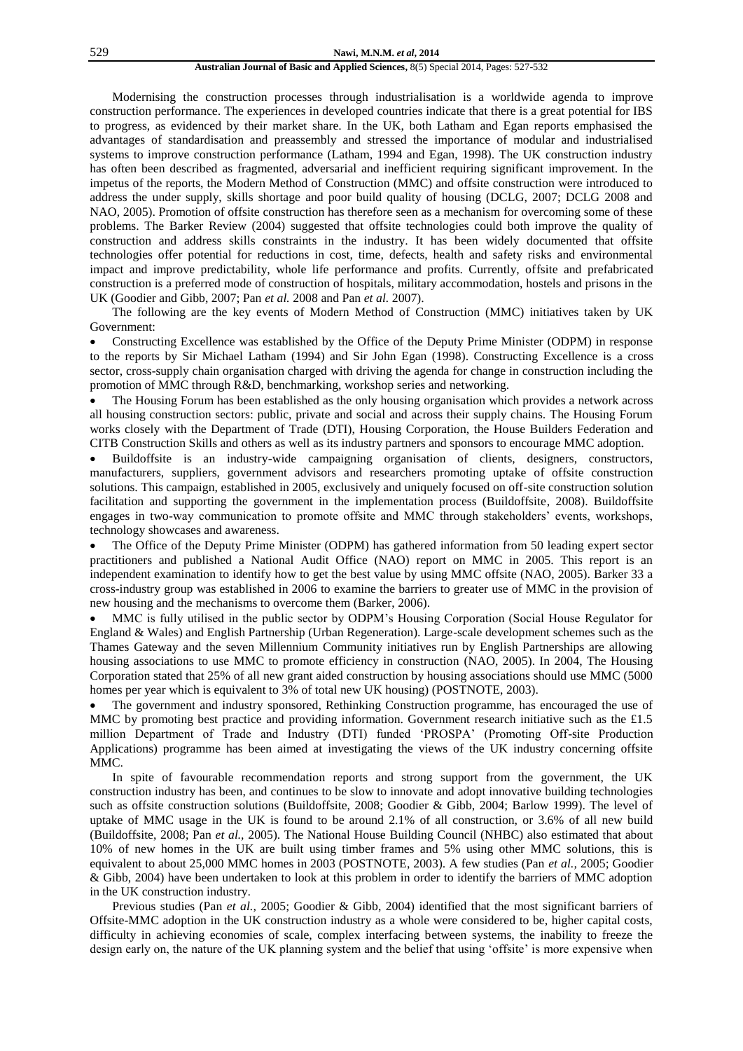Modernising the construction processes through industrialisation is a worldwide agenda to improve construction performance. The experiences in developed countries indicate that there is a great potential for IBS to progress, as evidenced by their market share. In the UK, both Latham and Egan reports emphasised the advantages of standardisation and preassembly and stressed the importance of modular and industrialised systems to improve construction performance (Latham, 1994 and Egan, 1998). The UK construction industry has often been described as fragmented, adversarial and inefficient requiring significant improvement. In the impetus of the reports, the Modern Method of Construction (MMC) and offsite construction were introduced to address the under supply, skills shortage and poor build quality of housing (DCLG, 2007; DCLG 2008 and NAO, 2005). Promotion of offsite construction has therefore seen as a mechanism for overcoming some of these problems. The Barker Review (2004) suggested that offsite technologies could both improve the quality of construction and address skills constraints in the industry. It has been widely documented that offsite technologies offer potential for reductions in cost, time, defects, health and safety risks and environmental impact and improve predictability, whole life performance and profits. Currently, offsite and prefabricated construction is a preferred mode of construction of hospitals, military accommodation, hostels and prisons in the UK (Goodier and Gibb, 2007; Pan *et al.* 2008 and Pan *et al.* 2007).

The following are the key events of Modern Method of Construction (MMC) initiatives taken by UK Government:

- Constructing Excellence was established by the Office of the Deputy Prime Minister (ODPM) in response to the reports by Sir Michael Latham (1994) and Sir John Egan (1998). Constructing Excellence is a cross sector, cross-supply chain organisation charged with driving the agenda for change in construction including the promotion of MMC through R&D, benchmarking, workshop series and networking.
- The Housing Forum has been established as the only housing organisation which provides a network across all housing construction sectors: public, private and social and across their supply chains. The Housing Forum works closely with the Department of Trade (DTI), Housing Corporation, the House Builders Federation and CITB Construction Skills and others as well as its industry partners and sponsors to encourage MMC adoption.
- Buildoffsite is an industry-wide campaigning organisation of clients, designers, constructors, manufacturers, suppliers, government advisors and researchers promoting uptake of offsite construction solutions. This campaign, established in 2005, exclusively and uniquely focused on off-site construction solution facilitation and supporting the government in the implementation process (Buildoffsite, 2008). Buildoffsite engages in two-way communication to promote offsite and MMC through stakeholders' events, workshops, technology showcases and awareness.
- The Office of the Deputy Prime Minister (ODPM) has gathered information from 50 leading expert sector practitioners and published a National Audit Office (NAO) report on MMC in 2005. This report is an independent examination to identify how to get the best value by using MMC offsite (NAO, 2005). Barker 33 a cross-industry group was established in 2006 to examine the barriers to greater use of MMC in the provision of new housing and the mechanisms to overcome them (Barker, 2006).
- MMC is fully utilised in the public sector by ODPM's Housing Corporation (Social House Regulator for England & Wales) and English Partnership (Urban Regeneration). Large-scale development schemes such as the Thames Gateway and the seven Millennium Community initiatives run by English Partnerships are allowing housing associations to use MMC to promote efficiency in construction (NAO, 2005). In 2004, The Housing Corporation stated that 25% of all new grant aided construction by housing associations should use MMC (5000 homes per year which is equivalent to 3% of total new UK housing) (POSTNOTE, 2003).
- The government and industry sponsored, Rethinking Construction programme, has encouraged the use of MMC by promoting best practice and providing information. Government research initiative such as the £1.5 million Department of Trade and Industry (DTI) funded 'PROSPA' (Promoting Off-site Production Applications) programme has been aimed at investigating the views of the UK industry concerning offsite MMC.

In spite of favourable recommendation reports and strong support from the government, the UK construction industry has been, and continues to be slow to innovate and adopt innovative building technologies such as offsite construction solutions (Buildoffsite, 2008; Goodier & Gibb, 2004; Barlow 1999). The level of uptake of MMC usage in the UK is found to be around 2.1% of all construction, or 3.6% of all new build (Buildoffsite, 2008; Pan *et al.*, 2005). The National House Building Council (NHBC) also estimated that about 10% of new homes in the UK are built using timber frames and 5% using other MMC solutions, this is equivalent to about 25,000 MMC homes in 2003 (POSTNOTE, 2003). A few studies (Pan *et al.*, 2005; Goodier & Gibb, 2004) have been undertaken to look at this problem in order to identify the barriers of MMC adoption in the UK construction industry.

Previous studies (Pan *et al.*, 2005; Goodier & Gibb, 2004) identified that the most significant barriers of Offsite-MMC adoption in the UK construction industry as a whole were considered to be, higher capital costs, difficulty in achieving economies of scale, complex interfacing between systems, the inability to freeze the design early on, the nature of the UK planning system and the belief that using 'offsite' is more expensive when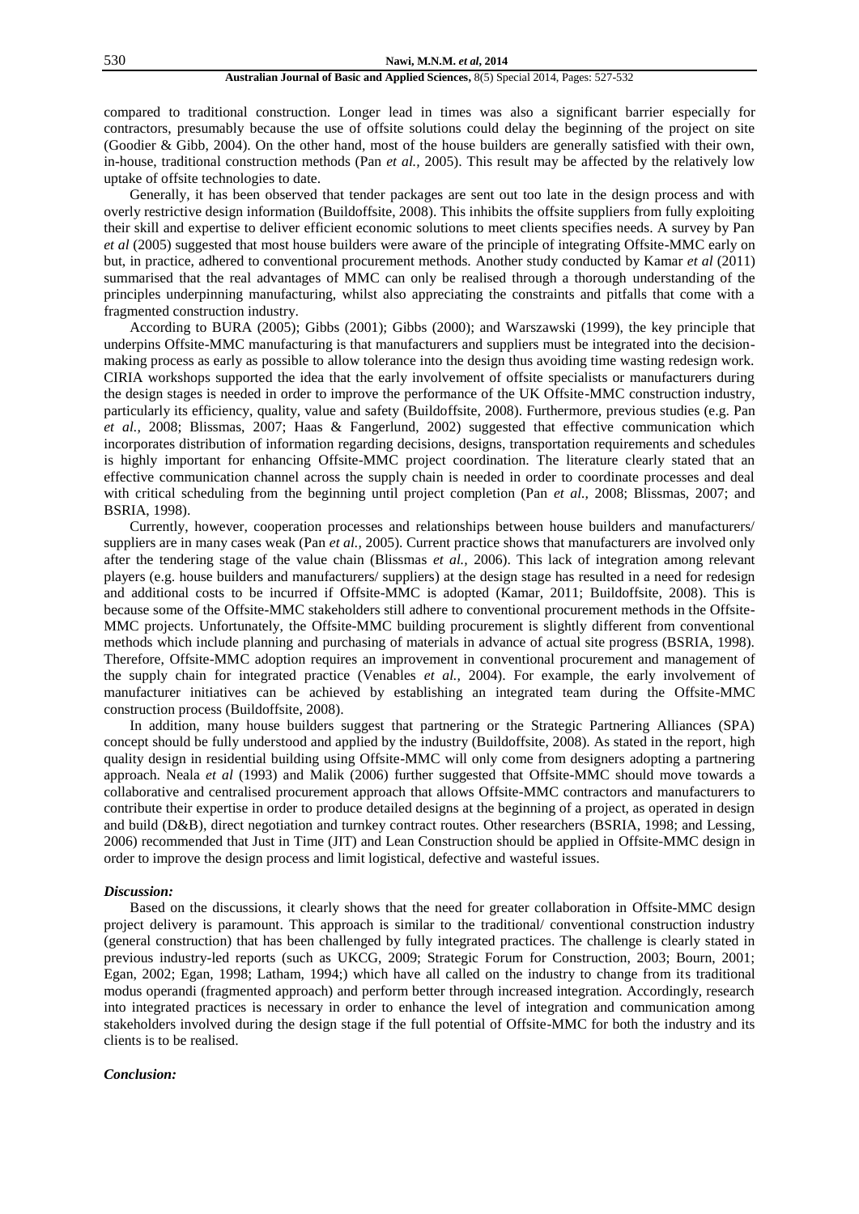compared to traditional construction. Longer lead in times was also a significant barrier especially for contractors, presumably because the use of offsite solutions could delay the beginning of the project on site (Goodier & Gibb, 2004). On the other hand, most of the house builders are generally satisfied with their own, in-house, traditional construction methods (Pan *et al.,* 2005). This result may be affected by the relatively low uptake of offsite technologies to date.

Generally, it has been observed that tender packages are sent out too late in the design process and with overly restrictive design information (Buildoffsite, 2008). This inhibits the offsite suppliers from fully exploiting their skill and expertise to deliver efficient economic solutions to meet clients specifies needs. A survey by Pan *et al* (2005) suggested that most house builders were aware of the principle of integrating Offsite-MMC early on but, in practice, adhered to conventional procurement methods. Another study conducted by Kamar *et al* (2011) summarised that the real advantages of MMC can only be realised through a thorough understanding of the principles underpinning manufacturing, whilst also appreciating the constraints and pitfalls that come with a fragmented construction industry.

According to BURA (2005); Gibbs (2001); Gibbs (2000); and Warszawski (1999), the key principle that underpins Offsite-MMC manufacturing is that manufacturers and suppliers must be integrated into the decision-making process as early as possible to allow tolerance into the design thus avoiding time wasting redesign work. CIRIA workshops supported the idea that the early involvement of offsite specialists or manufacturers during the design stages is needed in order to improve the performance of the UK Offsite-MMC construction industry, particularly its efficiency, quality, value and safety (Buildoffsite, 2008). Furthermore, previous studies (e.g. Pan *et al.,* 2008; Blissmas, 2007; Haas & Fangerlund, 2002) suggested that effective communication which incorporates distribution of information regarding decisions, designs, transportation requirements and schedules is highly important for enhancing Offsite-MMC project coordination. The literature clearly stated that an effective communication channel across the supply chain is needed in order to coordinate processes and deal with critical scheduling from the beginning until project completion (Pan *et al.,* 2008; Blissmas, 2007; and BSRIA, 1998).

Currently, however, cooperation processes and relationships between house builders and manufacturers/ suppliers are in many cases weak (Pan *et al.,* 2005). Current practice shows that manufacturers are involved only after the tendering stage of the value chain (Blissmas *et al.,* 2006). This lack of integration among relevant players (e.g. house builders and manufacturers/ suppliers) at the design stage has resulted in a need for redesign and additional costs to be incurred if Offsite-MMC is adopted (Kamar, 2011; Buildoffsite, 2008). This is because some of the Offsite-MMC stakeholders still adhere to conventional procurement methods in the Offsite-MMC projects. Unfortunately, the Offsite-MMC building procurement is slightly different from conventional methods which include planning and purchasing of materials in advance of actual site progress (BSRIA, 1998). Therefore, Offsite-MMC adoption requires an improvement in conventional procurement and management of the supply chain for integrated practice (Venables *et al.,* 2004). For example, the early involvement of manufacturer initiatives can be achieved by establishing an integrated team during the Offsite-MMC construction process (Buildoffsite, 2008).

In addition, many house builders suggest that partnering or the Strategic Partnering Alliances (SPA) concept should be fully understood and applied by the industry (Buildoffsite, 2008). As stated in the report, high quality design in residential building using Offsite-MMC will only come from designers adopting a partnering approach. Neala *et al* (1993) and Malik (2006) further suggested that Offsite-MMC should move towards a collaborative and centralised procurement approach that allows Offsite-MMC contractors and manufacturers to contribute their expertise in order to produce detailed designs at the beginning of a project, as operated in design and build (D&B), direct negotiation and turnkey contract routes. Other researchers (BSRIA, 1998; and Lessing, 2006) recommended that Just in Time (JIT) and Lean Construction should be applied in Offsite-MMC design in order to improve the design process and limit logistical, defective and wasteful issues.

### *Discussion:*

Based on the discussions, it clearly shows that the need for greater collaboration in Offsite-MMC design project delivery is paramount. This approach is similar to the traditional/ conventional construction industry (general construction) that has been challenged by fully integrated practices. The challenge is clearly stated in previous industry-led reports (such as UKCG, 2009; Strategic Forum for Construction, 2003; Bourn, 2001; Egan, 2002; Egan, 1998; Latham, 1994;) which have all called on the industry to change from its traditional modus operandi (fragmented approach) and perform better through increased integration. Accordingly, research into integrated practices is necessary in order to enhance the level of integration and communication among stakeholders involved during the design stage if the full potential of Offsite-MMC for both the industry and its clients is to be realised.

### *Conclusion:*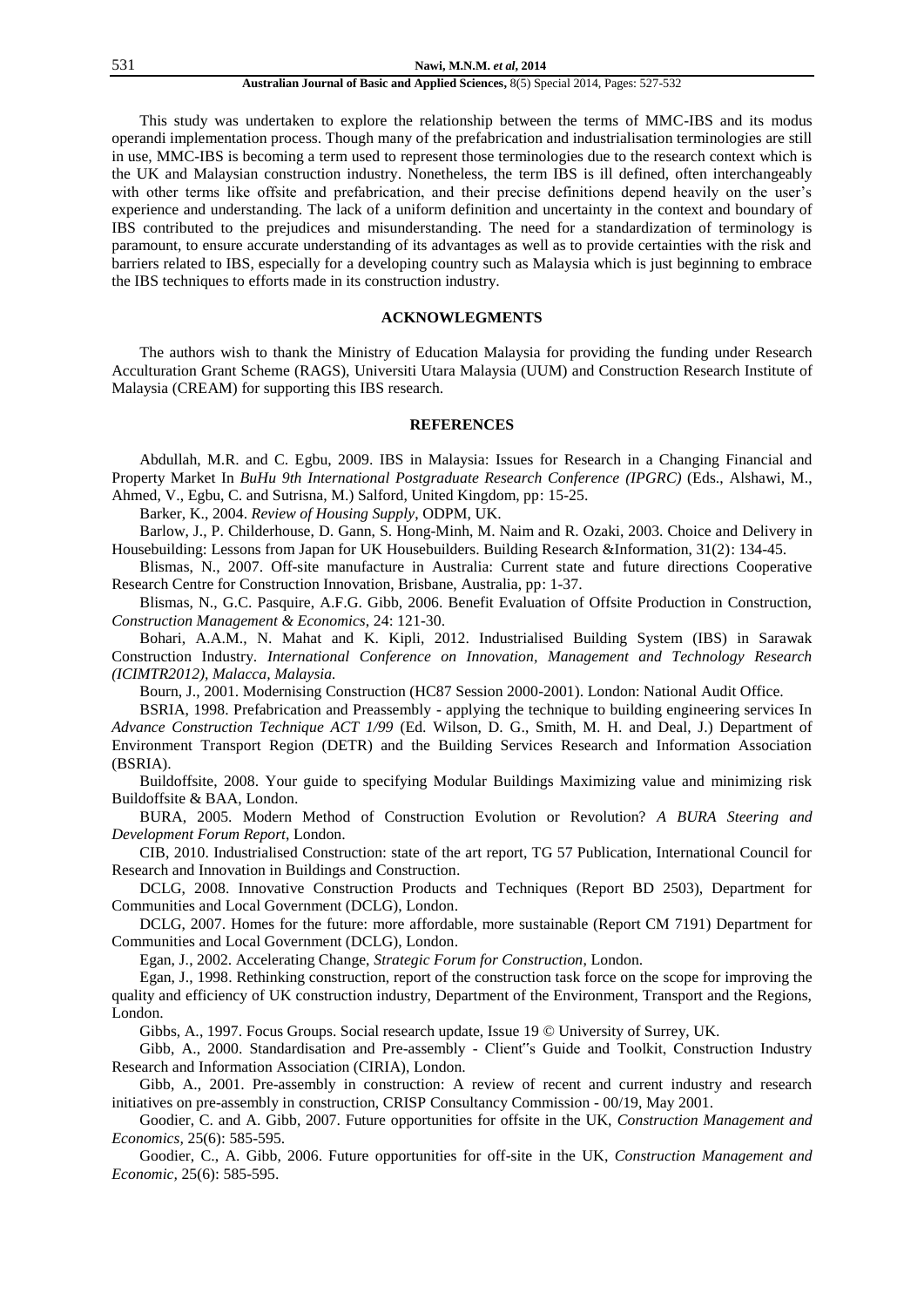This study was undertaken to explore the relationship between the terms of MMC-IBS and its modus operandi implementation process. Though many of the prefabrication and industrialisation terminologies are still in use, MMC-IBS is becoming a term used to represent those terminologies due to the research context which is the UK and Malaysian construction industry. Nonetheless, the term IBS is ill defined, often interchangeably with other terms like offsite and prefabrication, and their precise definitions depend heavily on the user's experience and understanding. The lack of a uniform definition and uncertainty in the context and boundary of IBS contributed to the prejudices and misunderstanding. The need for a standardization of terminology is paramount, to ensure accurate understanding of its advantages as well as to provide certainties with the risk and barriers related to IBS, especially for a developing country such as Malaysia which is just beginning to embrace the IBS techniques to efforts made in its construction industry.

## ACKNOWLEGMENTS

The authors wish to thank the Ministry of Education Malaysia for providing the funding under Research Acculturation Grant Scheme (RAGS), Universiti Utara Malaysia (UUM) and Construction Research Institute of Malaysia (CREAM) for supporting this IBS research.

## REFERENCES

Abdullah, M.R. and C. Egbu, 2009. IBS in Malaysia: Issues for Research in a Changing Financial and Property Market In *BuHu 9th International Postgraduate Research Conference (IPGRC)* (Eds., Alshawi, M., Ahmed, V., Egbu, C. and Sutrisna, M.) Salford, United Kingdom, pp: 15-25.

Barker, K., 2004. *Review of Housing Supply*, ODPM, UK.

Barlow, J., P. Childerhouse, D. Gann, S. Hong-Minh, M. Naim and R. Ozaki, 2003. Choice and Delivery in Housebuilding: Lessons from Japan for UK Housebuilders. Building Research &Information, 31(2): 134-45.

Blismas, N., 2007. Off-site manufacture in Australia: Current state and future directions Cooperative Research Centre for Construction Innovation, Brisbane, Australia, pp: 1-37.

Blismas, N., G.C. Pasquire, A.F.G. Gibb, 2006. Benefit Evaluation of Offsite Production in Construction, *Construction Management & Economics*, 24: 121-30.

Bohari, A.A.M., N. Mahat and K. Kipli, 2012. Industrialised Building System (IBS) in Sarawak Construction Industry. *International Conference on Innovation, Management and Technology Research (ICIMTR2012), Malacca, Malaysia.*

Bourn, J., 2001. Modernising Construction (HC87 Session 2000-2001). London: National Audit Office.

BSRIA, 1998. Prefabrication and Preassembly - applying the technique to building engineering services In *Advance Construction Technique ACT 1/99* (Ed. Wilson, D. G., Smith, M. H. and Deal, J.) Department of Environment Transport Region (DETR) and the Building Services Research and Information Association (BSRIA).

Buildoffsite, 2008. Your guide to specifying Modular Buildings Maximizing value and minimizing risk Buildoffsite & BAA, London.

BURA, 2005. Modern Method of Construction Evolution or Revolution? *A BURA Steering and Development Forum Report*, London.

CIB, 2010. Industrialised Construction: state of the art report, TG 57 Publication, International Council for Research and Innovation in Buildings and Construction.

DCLG, 2008. Innovative Construction Products and Techniques (Report BD 2503), Department for Communities and Local Government (DCLG), London.

DCLG, 2007. Homes for the future: more affordable, more sustainable (Report CM 7191) Department for Communities and Local Government (DCLG), London.

Egan, J., 2002. Accelerating Change, *Strategic Forum for Construction*, London.

Egan, J., 1998. Rethinking construction, report of the construction task force on the scope for improving the quality and efficiency of UK construction industry, Department of the Environment, Transport and the Regions, London.

Gibbs, A., 1997. Focus Groups. Social research update, Issue 19 © University of Surrey, UK.

Gibb, A., 2000. Standardisation and Pre-assembly - Client"s Guide and Toolkit, Construction Industry Research and Information Association (CIRIA), London.

Gibb, A., 2001. Pre-assembly in construction: A review of recent and current industry and research initiatives on pre-assembly in construction, CRISP Consultancy Commission - 00/19, May 2001.

Goodier, C. and A. Gibb, 2007. Future opportunities for offsite in the UK, *Construction Management and Economics*, 25(6): 585-595.

Goodier, C., A. Gibb, 2006. Future opportunities for off-site in the UK, *Construction Management and Economic*, 25(6): 585-595.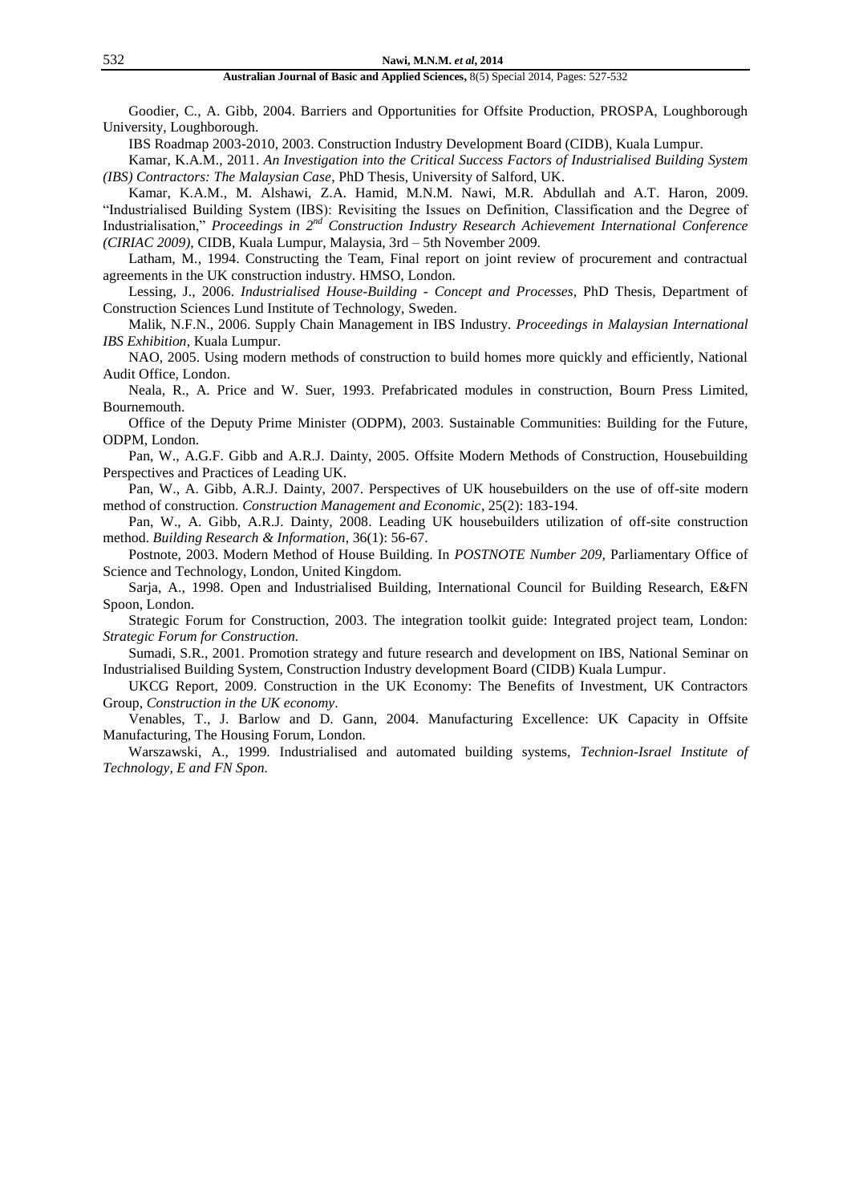Goodier, C., A. Gibb, 2004. Barriers and Opportunities for Offsite Production, PROSPA, Loughborough University, Loughborough.

IBS Roadmap 2003-2010, 2003. Construction Industry Development Board (CIDB), Kuala Lumpur.

Kamar, K.A.M., 2011. *An Investigation into the Critical Success Factors of Industrialised Building System (IBS) Contractors: The Malaysian Case*, PhD Thesis, University of Salford, UK.

Kamar, K.A.M., M. Alshawi, Z.A. Hamid, M.N.M. Nawi, M.R. Abdullah and A.T. Haron, 2009. "Industrialised Building System (IBS): Revisiting the Issues on Definition, Classification and the Degree of Industrialisation," *Proceedings in 2nd Construction Industry Research Achievement International Conference (CIRIAC 2009)*, CIDB, Kuala Lumpur, Malaysia, 3rd – 5th November 2009.

Latham, M., 1994. Constructing the Team, Final report on joint review of procurement and contractual agreements in the UK construction industry. HMSO, London.

Lessing, J., 2006. *Industrialised House-Building - Concept and Processes*, PhD Thesis, Department of Construction Sciences Lund Institute of Technology, Sweden.

Malik, N.F.N., 2006. Supply Chain Management in IBS Industry. *Proceedings in Malaysian International IBS Exhibition*, Kuala Lumpur.

NAO, 2005. Using modern methods of construction to build homes more quickly and efficiently, National Audit Office, London.

Neala, R., A. Price and W. Suer, 1993. Prefabricated modules in construction, Bourn Press Limited, Bournemouth.

Office of the Deputy Prime Minister (ODPM), 2003. Sustainable Communities: Building for the Future, ODPM, London.

Pan, W., A.G.F. Gibb and A.R.J. Dainty, 2005. Offsite Modern Methods of Construction, Housebuilding Perspectives and Practices of Leading UK.

Pan, W., A. Gibb, A.R.J. Dainty, 2007. Perspectives of UK housebuilders on the use of off-site modern method of construction. *Construction Management and Economic*, 25(2): 183-194.

Pan, W., A. Gibb, A.R.J. Dainty, 2008. Leading UK housebuilders utilization of off-site construction method. *Building Research & Information*, 36(1): 56-67.

Postnote, 2003. Modern Method of House Building. In *POSTNOTE Number 209*, Parliamentary Office of Science and Technology, London, United Kingdom.

Sarja, A., 1998. Open and Industrialised Building, International Council for Building Research, E&FN Spoon, London.

Strategic Forum for Construction, 2003. The integration toolkit guide: Integrated project team, London: *Strategic Forum for Construction.*

Sumadi, S.R., 2001. Promotion strategy and future research and development on IBS, National Seminar on Industrialised Building System, Construction Industry development Board (CIDB) Kuala Lumpur.

UKCG Report, 2009. Construction in the UK Economy: The Benefits of Investment, UK Contractors Group, *Construction in the UK economy*.

Venables, T., J. Barlow and D. Gann, 2004. Manufacturing Excellence: UK Capacity in Offsite Manufacturing, The Housing Forum, London.

Warszawski, A., 1999. Industrialised and automated building systems, *Technion-Israel Institute of Technology, E and FN Spon.*